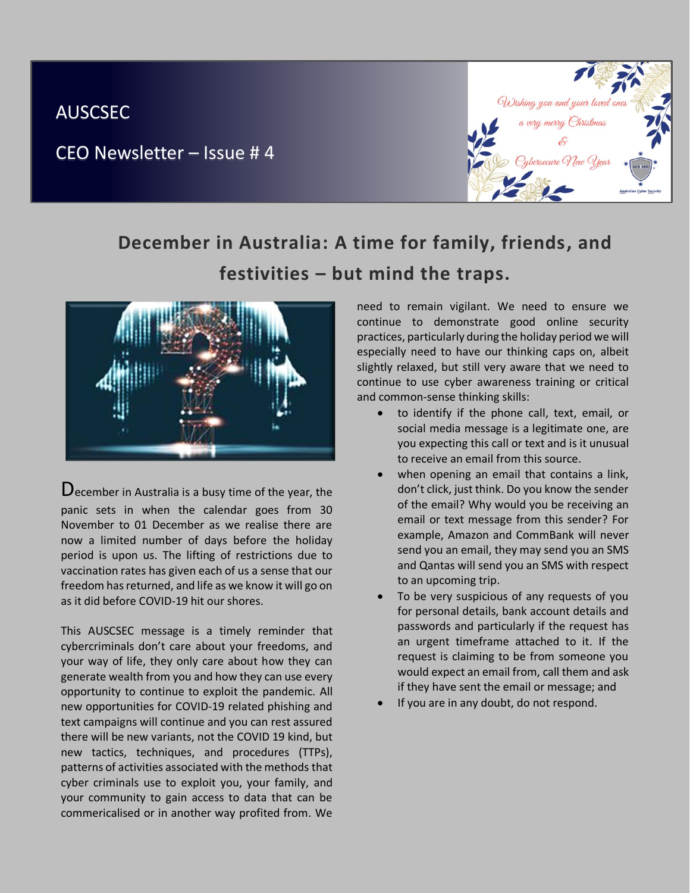AUSCSEC

CEO Newsletter – Issue # 4

Wishing you and your loved ones a very merry Christmas & Cybersecure New Year

# December in Australia: A time for family, friends, and festivities – but mind the traps.

December in Australia is a busy time of the year, the panic sets in when the calendar goes from 30 November to 01 December as we realise there are now a limited number of days before the holiday period is upon us. The lifting of restrictions due to vaccination rates has given each of us a sense that our freedom has returned, and life as we know it will go on as it did before COVID-19 hit our shores.

This AUSCSEC message is a timely reminder that cybercriminals don't care about your freedoms, and your way of life, they only care about how they can generate wealth from you and how they can use every opportunity to continue to exploit the pandemic. All new opportunities for COVID-19 related phishing and text campaigns will continue and you can rest assured there will be new variants, not the COVID 19 kind, but new tactics, techniques, and procedures (TTPs), patterns of activities associated with the methods that cyber criminals use to exploit you, your family, and your community to gain access to data that can be commericalised or in another way profited from. We need to remain vigilant. We need to ensure we continue to demonstrate good online security practices, particularly during the holiday period we will especially need to have our thinking caps on, albeit slightly relaxed, but still very aware that we need to continue to use cyber awareness training or critical and common-sense thinking skills:

- to identify if the phone call, text, email, or social media message is a legitimate one, are you expecting this call or text and is it unusual to receive an email from this source.
- when opening an email that contains a link, don't click, just think. Do you know the sender of the email? Why would you be receiving an email or text message from this sender? For example, Amazon and CommBank will never send you an email, they may send you an SMS and Qantas will send you an SMS with respect to an upcoming trip.
- To be very suspicious of any requests of you for personal details, bank account details and passwords and particularly if the request has an urgent timeframe attached to it. If the request is claiming to be from someone you would expect an email from, call them and ask if they have sent the email or message; and
- If you are in any doubt, do not respond.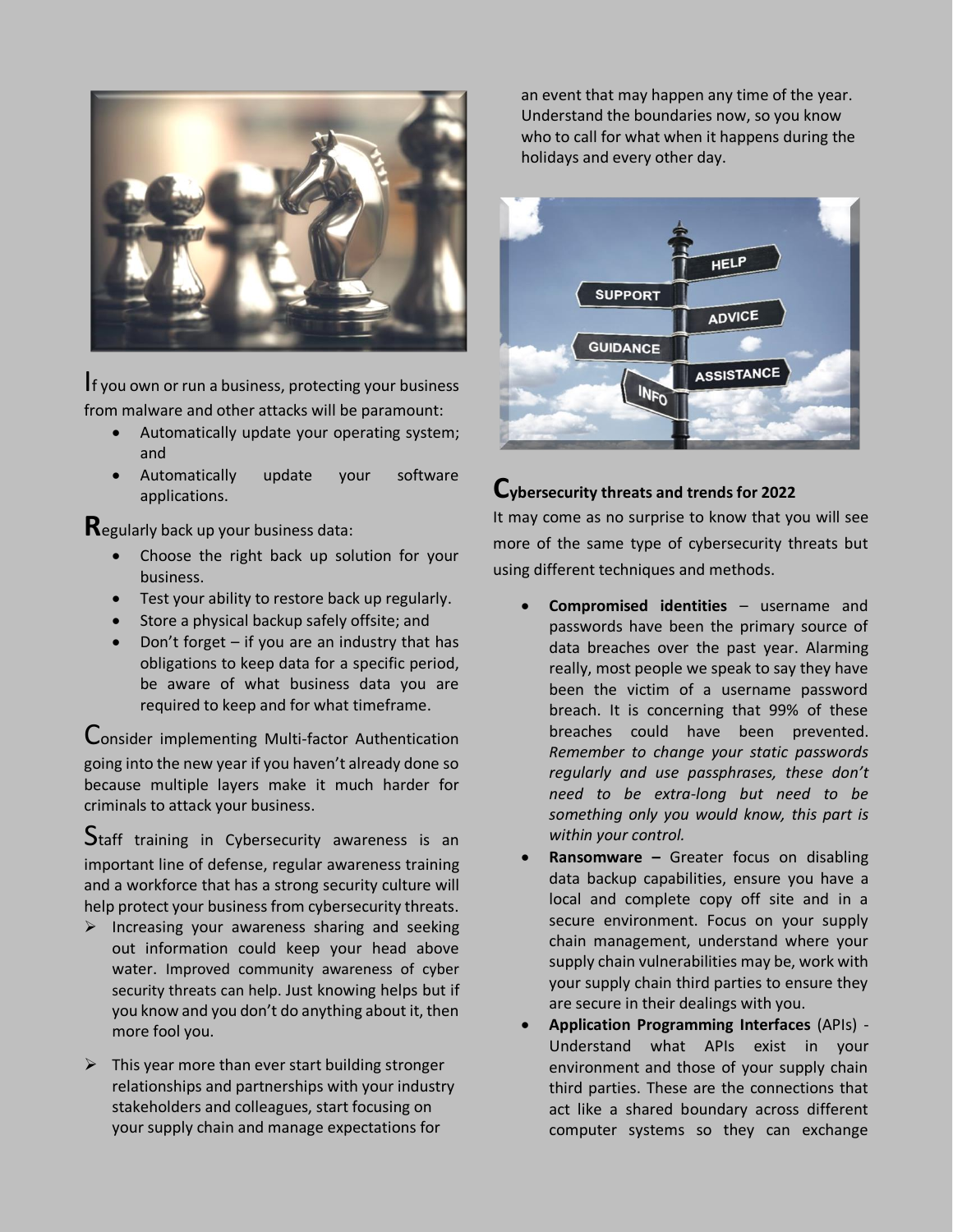If you own or run a business, protecting your business from malware and other attacks will be paramount:

- Automatically update your operating system; and
- Automatically update your software applications.

**R**egularly back up your business data:

- Choose the right back up solution for your business.
- Test your ability to restore back up regularly.
- Store a physical backup safely offsite; and
- Don't forget – if you are an industry that has obligations to keep data for a specific period, be aware of what business data you are required to keep and for what timeframe.

Consider implementing Multi-factor Authentication going into the new year if you haven't already done so because multiple layers make it much harder for criminals to attack your business.

Staff training in Cybersecurity awareness is an important line of defense, regular awareness training and a workforce that has a strong security culture will help protect your business from cybersecurity threats.

- Increasing your awareness sharing and seeking out information could keep your head above water. Improved community awareness of cyber security threats can help. Just knowing helps but if you know and you don't do anything about it, then more fool you.
- This year more than ever start building stronger relationships and partnerships with your industry stakeholders and colleagues, start focusing on your supply chain and manage expectations for an event that may happen any time of the year. Understand the boundaries now, so you know who to call for what when it happens during the holidays and every other day.

## Cybersecurity threats and trends for 2022

It may come as no surprise to know that you will see more of the same type of cybersecurity threats but using different techniques and methods.

- **Compromised identities** – username and passwords have been the primary source of data breaches over the past year. Alarming really, most people we speak to say they have been the victim of a username password breach. It is concerning that 99% of these breaches could have been prevented. *Remember to change your static passwords regularly and use passphrases, these don't need to be extra-long but need to be something only you would know, this part is within your control.*
- **Ransomware –** Greater focus on disabling data backup capabilities, ensure you have a local and complete copy off site and in a secure environment. Focus on your supply chain management, understand where your supply chain vulnerabilities may be, work with your supply chain third parties to ensure they are secure in their dealings with you.
- **Application Programming Interfaces** (APIs) - Understand what APIs exist in your environment and those of your supply chain third parties. These are the connections that act like a shared boundary across different computer systems so they can exchange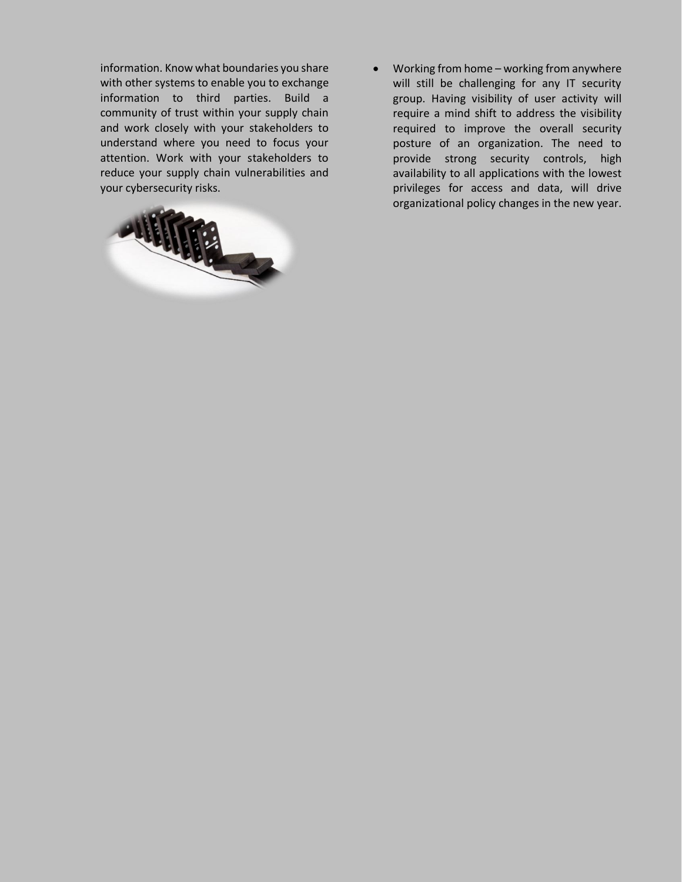information. Know what boundaries you share with other systems to enable you to exchange information to third parties. Build a community of trust within your supply chain and work closely with your stakeholders to understand where you need to focus your attention. Work with your stakeholders to reduce your supply chain vulnerabilities and your cybersecurity risks.

- Working from home – working from anywhere will still be challenging for any IT security group. Having visibility of user activity will require a mind shift to address the visibility required to improve the overall security posture of an organization. The need to provide strong security controls, high availability to all applications with the lowest privileges for access and data, will drive organizational policy changes in the new year.